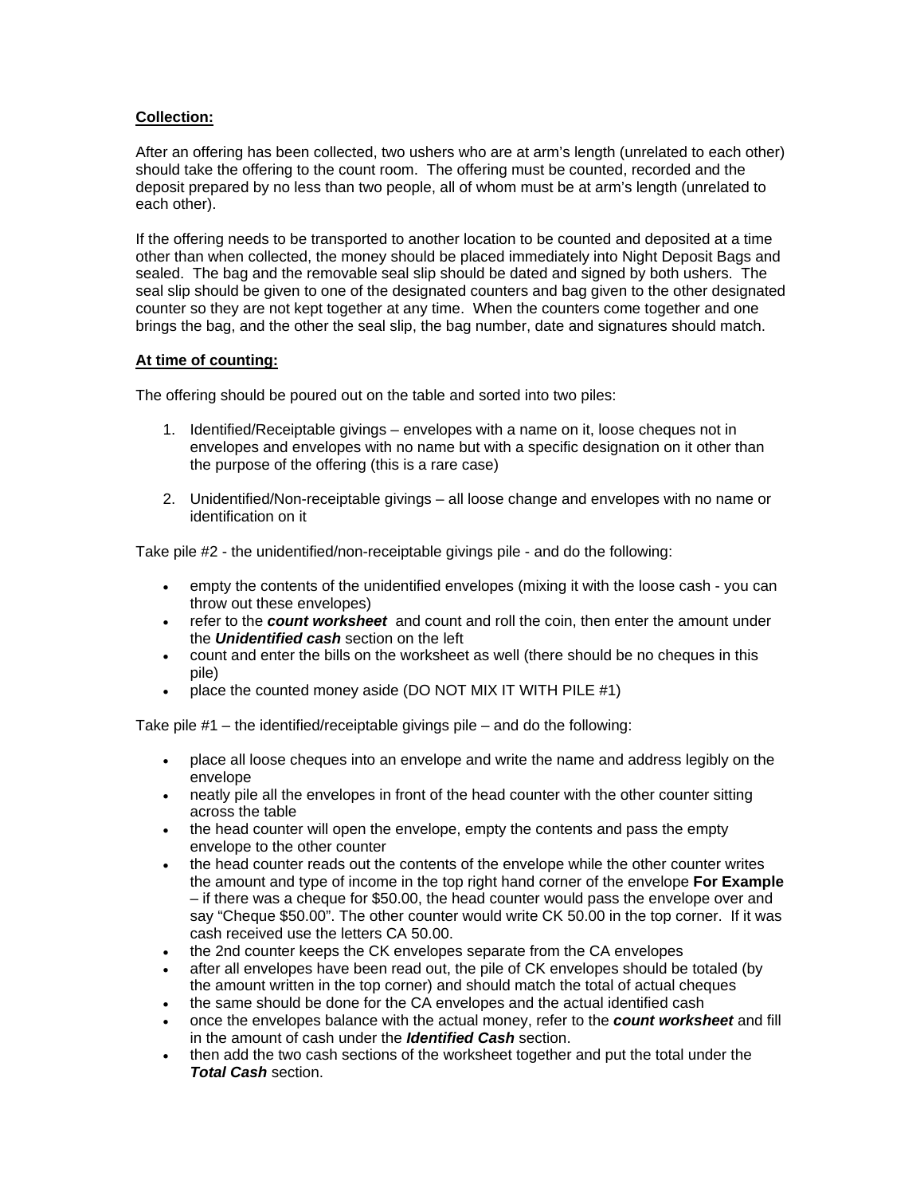**Collection:**

After an offering has been collected, two ushers who are at arm's length (unrelated to each other) should take the offering to the count room. The offering must be counted, recorded and the deposit prepared by no less than two people, all of whom must be at arm's length (unrelated to each other).

If the offering needs to be transported to another location to be counted and deposited at a time other than when collected, the money should be placed immediately into Night Deposit Bags and sealed. The bag and the removable seal slip should be dated and signed by both ushers. The seal slip should be given to one of the designated counters and bag given to the other designated counter so they are not kept together at any time. When the counters come together and one brings the bag, and the other the seal slip, the bag number, date and signatures should match.

**At time of counting:**

The offering should be poured out on the table and sorted into two piles:

1. Identified/Receiptable givings – envelopes with a name on it, loose cheques not in envelopes and envelopes with no name but with a specific designation on it other than the purpose of the offering (this is a rare case)

2. Unidentified/Non-receiptable givings – all loose change and envelopes with no name or identification on it

Take pile #2 - the unidentified/non-receiptable givings pile - and do the following:

- empty the contents of the unidentified envelopes (mixing it with the loose cash - you can throw out these envelopes)
- refer to the ***count worksheet*** and count and roll the coin, then enter the amount under the ***Unidentified cash*** section on the left
- count and enter the bills on the worksheet as well (there should be no cheques in this pile)
- place the counted money aside (DO NOT MIX IT WITH PILE #1)

Take pile #1 – the identified/receiptable givings pile – and do the following:

- place all loose cheques into an envelope and write the name and address legibly on the envelope
- neatly pile all the envelopes in front of the head counter with the other counter sitting across the table
- the head counter will open the envelope, empty the contents and pass the empty envelope to the other counter
- the head counter reads out the contents of the envelope while the other counter writes the amount and type of income in the top right hand corner of the envelope **For Example** – if there was a cheque for $50.00, the head counter would pass the envelope over and say "Cheque $50.00". The other counter would write CK 50.00 in the top corner. If it was cash received use the letters CA 50.00.
- the 2nd counter keeps the CK envelopes separate from the CA envelopes
- after all envelopes have been read out, the pile of CK envelopes should be totaled (by the amount written in the top corner) and should match the total of actual cheques
- the same should be done for the CA envelopes and the actual identified cash
- once the envelopes balance with the actual money, refer to the ***count worksheet*** and fill in the amount of cash under the ***Identified Cash*** section.
- then add the two cash sections of the worksheet together and put the total under the ***Total Cash*** section.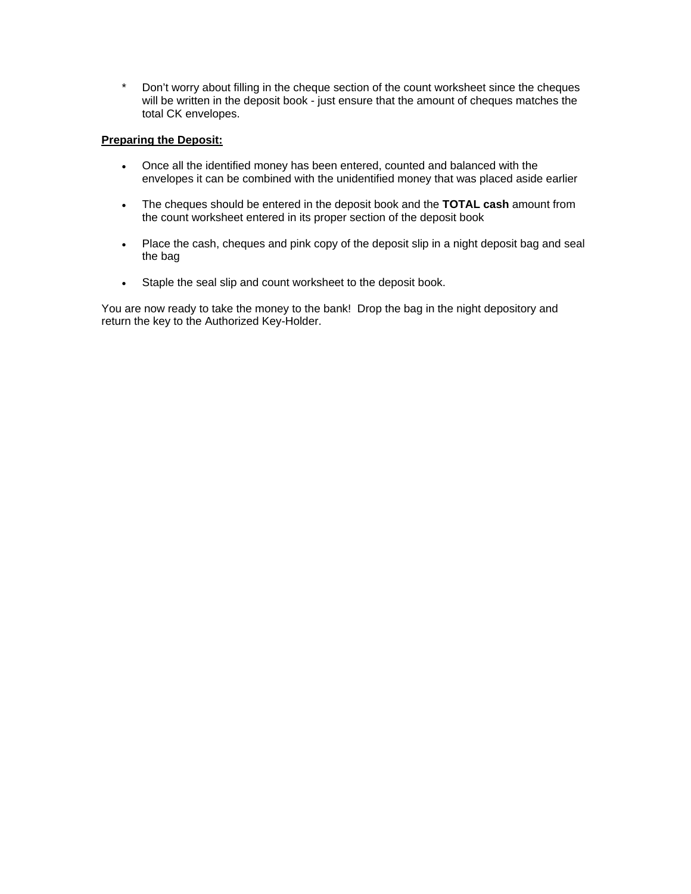* Don't worry about filling in the cheque section of the count worksheet since the cheques will be written in the deposit book - just ensure that the amount of cheques matches the total CK envelopes.

**<u>Preparing the Deposit:</u>**

- Once all the identified money has been entered, counted and balanced with the envelopes it can be combined with the unidentified money that was placed aside earlier
- The cheques should be entered in the deposit book and the **TOTAL cash** amount from the count worksheet entered in its proper section of the deposit book
- Place the cash, cheques and pink copy of the deposit slip in a night deposit bag and seal the bag
- Staple the seal slip and count worksheet to the deposit book.

You are now ready to take the money to the bank! Drop the bag in the night depository and return the key to the Authorized Key-Holder.